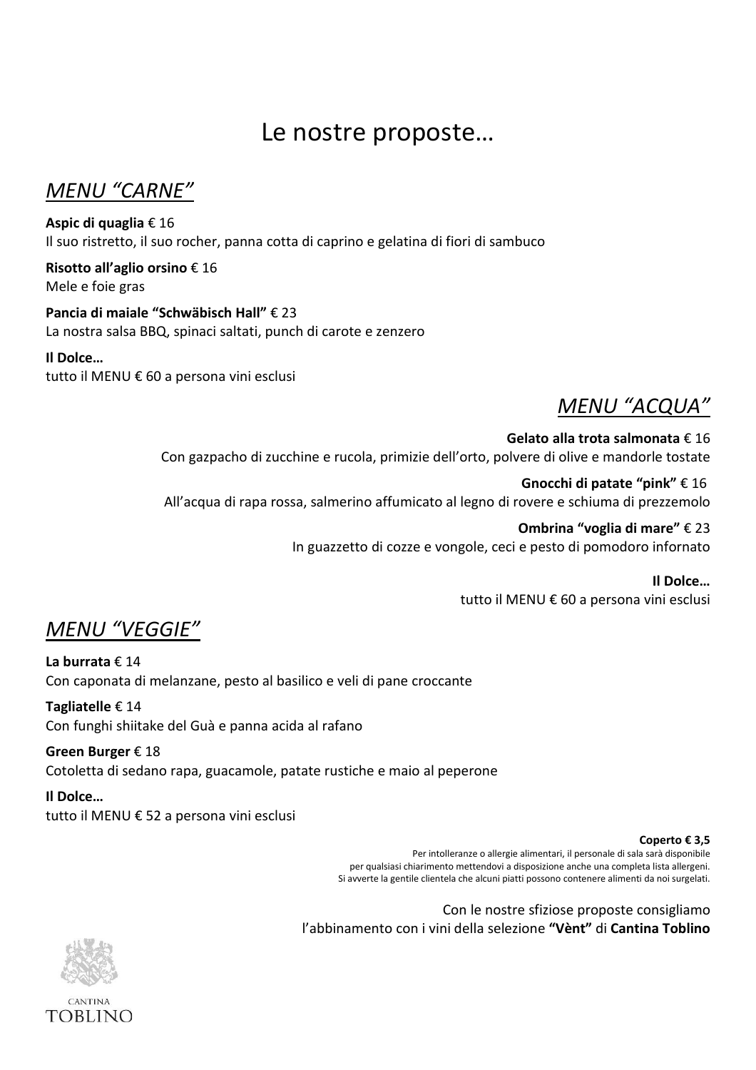# Le nostre proposte…

## *MENU "CARNE"*

**Aspic di quaglia** € 16
Il suo ristretto, il suo rocher, panna cotta di caprino e gelatina di fiori di sambuco

**Risotto all'aglio orsino** € 16
Mele e foie gras

**Pancia di maiale "Schwäbisch Hall"** € 23
La nostra salsa BBQ, spinaci saltati, punch di carote e zenzero

**Il Dolce…**
tutto il MENU € 60 a persona vini esclusi

## *MENU "ACQUA"*

**Gelato alla trota salmonata** € 16
Con gazpacho di zucchine e rucola, primizie dell'orto, polvere di olive e mandorle tostate

**Gnocchi di patate "pink"** € 16
All'acqua di rapa rossa, salmerino affumicato al legno di rovere e schiuma di prezzemolo

**Ombrina "voglia di mare"** € 23
In guazzetto di cozze e vongole, ceci e pesto di pomodoro infornato

**Il Dolce…**
tutto il MENU € 60 a persona vini esclusi

## *MENU "VEGGIE"*

**La burrata** € 14
Con caponata di melanzane, pesto al basilico e veli di pane croccante

**Tagliatelle** € 14
Con funghi shiitake del Guà e panna acida al rafano

**Green Burger** € 18
Cotoletta di sedano rapa, guacamole, patate rustiche e maio al peperone

**Il Dolce…**
tutto il MENU € 52 a persona vini esclusi

**Coperto € 3,5**
Per intolleranze o allergie alimentari, il personale di sala sarà disponibile per qualsiasi chiarimento mettendovi a disposizione anche una completa lista allergeni.
Si avverte la gentile clientela che alcuni piatti possono contenere alimenti da noi surgelati.

Con le nostre sfiziose proposte consigliamo l'abbinamento con i vini della selezione **"Vènt"** di **Cantina Toblino**

CANTINA
TOBLINO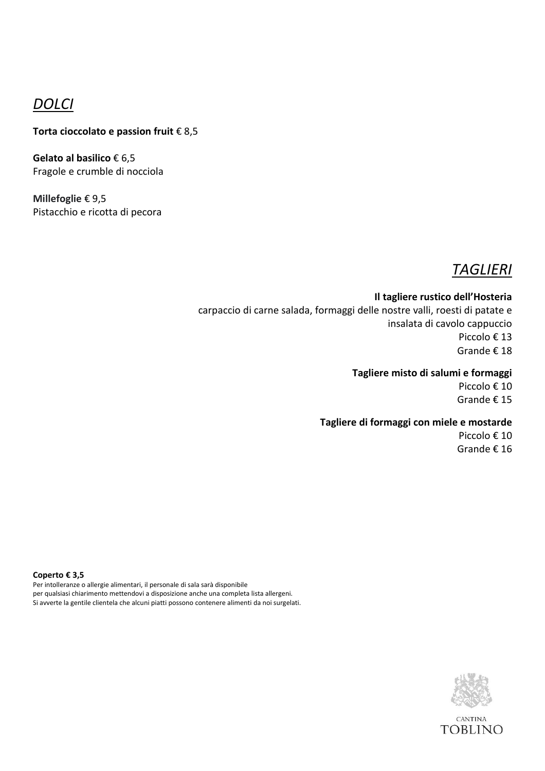## *DOLCI*

**Torta cioccolato e passion fruit** € 8,5

**Gelato al basilico** € 6,5
Fragole e crumble di nocciola

**Millefoglie** € 9,5
Pistacchio e ricotta di pecora

## *TAGLIERI*

**Il tagliere rustico dell'Hosteria**
carpaccio di carne salada, formaggi delle nostre valli, roesti di patate e insalata di cavolo cappuccio
Piccolo € 13
Grande € 18

**Tagliere misto di salumi e formaggi**
Piccolo € 10
Grande € 15

**Tagliere di formaggi con miele e mostarde**
Piccolo € 10
Grande € 16

**Coperto € 3,5**
Per intolleranze o allergie alimentari, il personale di sala sarà disponibile
per qualsiasi chiarimento mettendovi a disposizione anche una completa lista allergeni.
Si avverte la gentile clientela che alcuni piatti possono contenere alimenti da noi surgelati.

CANTINA
TOBLINO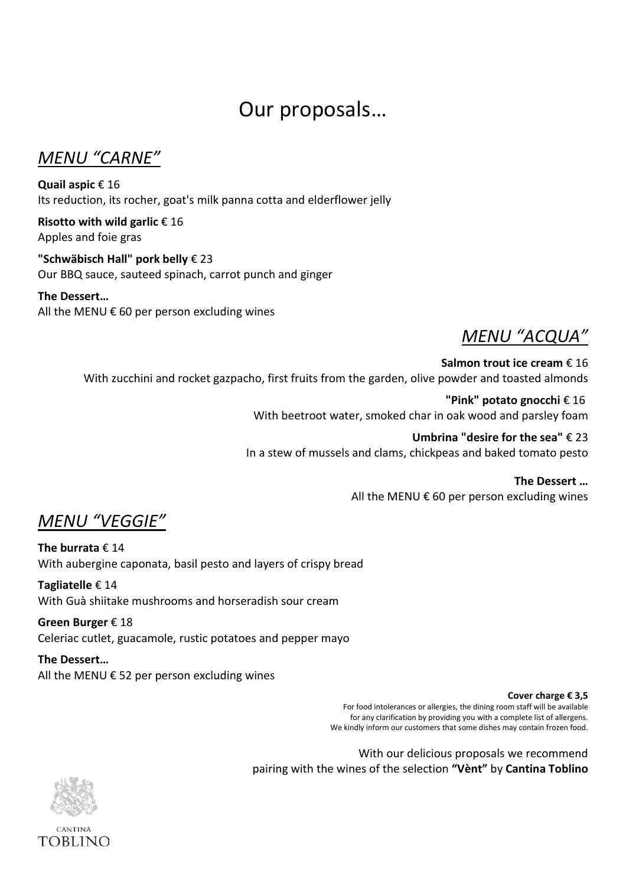# Our proposals…

## *MENU "CARNE"*

**Quail aspic** € 16
Its reduction, its rocher, goat's milk panna cotta and elderflower jelly

**Risotto with wild garlic** € 16
Apples and foie gras

**"Schwäbisch Hall" pork belly** € 23
Our BBQ sauce, sauteed spinach, carrot punch and ginger

**The Dessert…**
All the MENU € 60 per person excluding wines

## *MENU "ACQUA"*

**Salmon trout ice cream** € 16
With zucchini and rocket gazpacho, first fruits from the garden, olive powder and toasted almonds

**"Pink" potato gnocchi** € 16
With beetroot water, smoked char in oak wood and parsley foam

**Umbrina "desire for the sea"** € 23
In a stew of mussels and clams, chickpeas and baked tomato pesto

**The Dessert …**
All the MENU € 60 per person excluding wines

## *MENU "VEGGIE"*

**The burrata** € 14
With aubergine caponata, basil pesto and layers of crispy bread

**Tagliatelle** € 14
With Guà shiitake mushrooms and horseradish sour cream

**Green Burger** € 18
Celeriac cutlet, guacamole, rustic potatoes and pepper mayo

**The Dessert…**
All the MENU € 52 per person excluding wines

**Cover charge € 3,5**
For food intolerances or allergies, the dining room staff will be available for any clarification by providing you with a complete list of allergens.
We kindly inform our customers that some dishes may contain frozen food.

With our delicious proposals we recommend pairing with the wines of the selection **"Vènt"** by **Cantina Toblino**

CANTINA
TOBLINO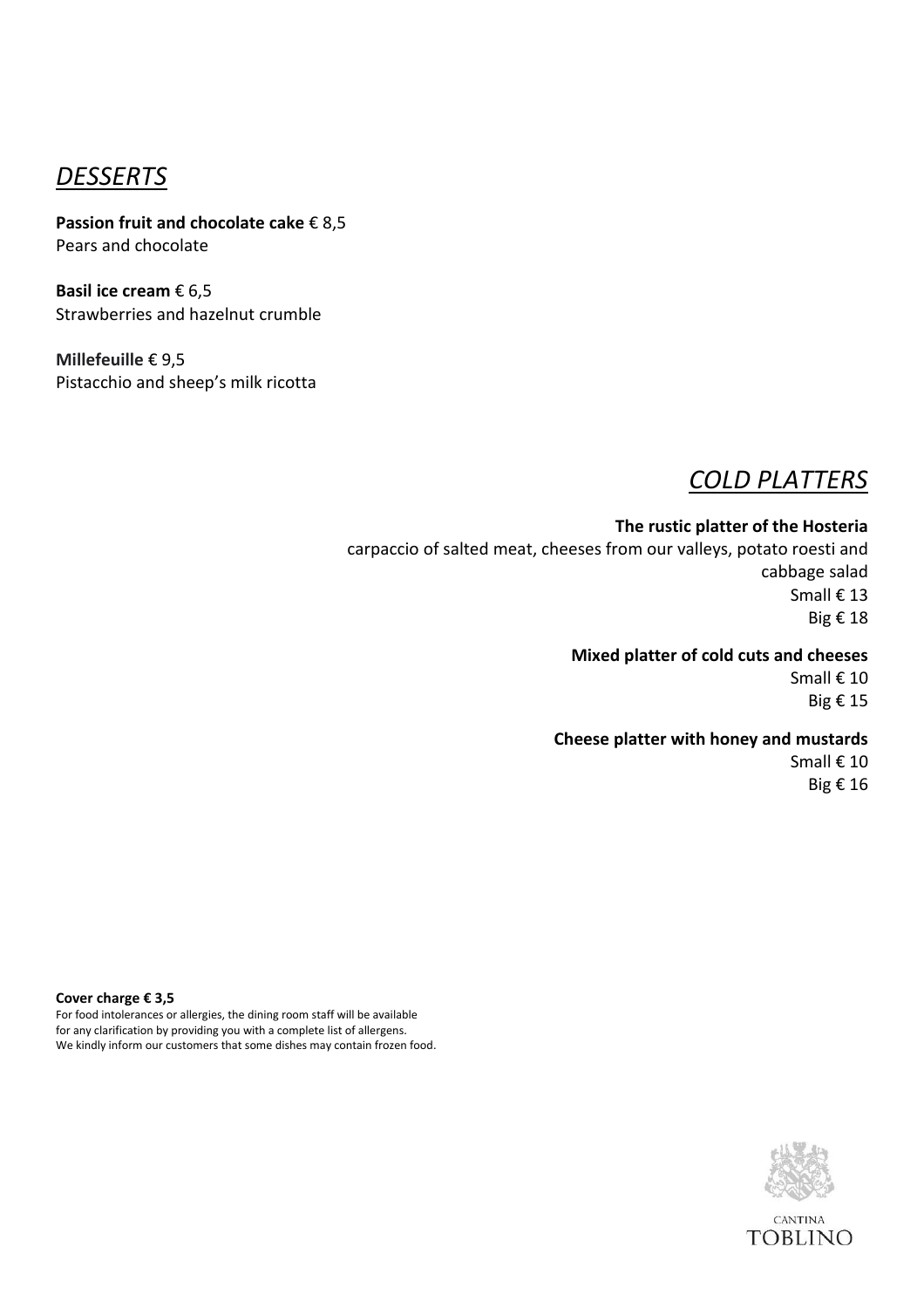## *DESSERTS*

**Passion fruit and chocolate cake** € 8,5
Pears and chocolate

**Basil ice cream** € 6,5
Strawberries and hazelnut crumble

**Millefeuille** € 9,5
Pistacchio and sheep's milk ricotta

## *COLD PLATTERS*

**The rustic platter of the Hosteria**
carpaccio of salted meat, cheeses from our valleys, potato roesti and cabbage salad
Small € 13
Big € 18

**Mixed platter of cold cuts and cheeses**
Small € 10
Big € 15

**Cheese platter with honey and mustards**
Small € 10
Big € 16

**Cover charge € 3,5**
For food intolerances or allergies, the dining room staff will be available for any clarification by providing you with a complete list of allergens.
We kindly inform our customers that some dishes may contain frozen food.

CANTINA
TOBLINO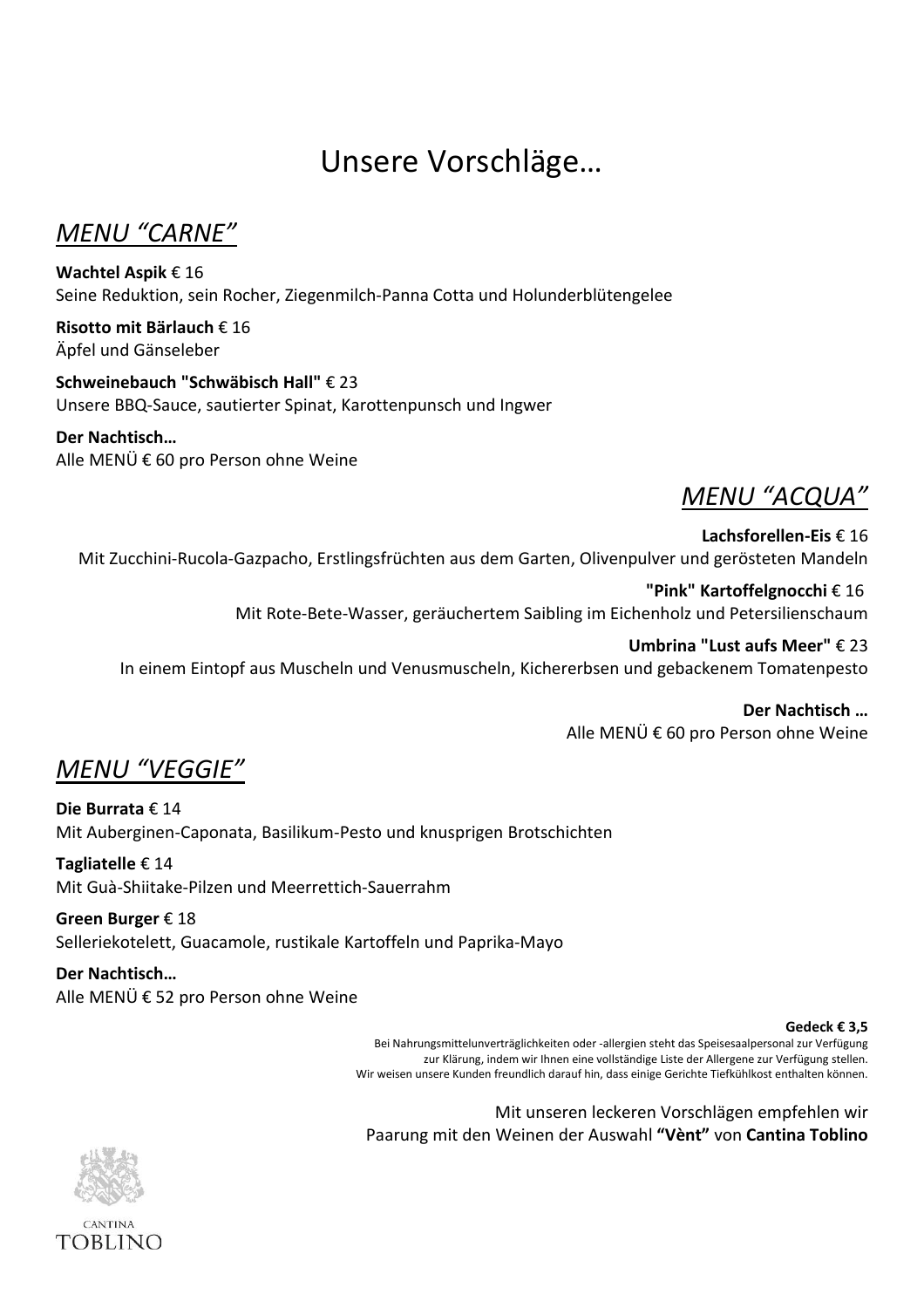# Unsere Vorschläge…

## *MENU "CARNE"*

**Wachtel Aspik** € 16
Seine Reduktion, sein Rocher, Ziegenmilch-Panna Cotta und Holunderblütengelee

**Risotto mit Bärlauch** € 16
Äpfel und Gänseleber

**Schweinebauch "Schwäbisch Hall"** € 23
Unsere BBQ-Sauce, sautierter Spinat, Karottenpunsch und Ingwer

**Der Nachtisch…**
Alle MENÜ € 60 pro Person ohne Weine

## *MENU "ACQUA"*

**Lachsforellen-Eis** € 16
Mit Zucchini-Rucola-Gazpacho, Erstlingsfrüchten aus dem Garten, Olivenpulver und gerösteten Mandeln

**"Pink" Kartoffelgnocchi** € 16
Mit Rote-Bete-Wasser, geräuchertem Saibling im Eichenholz und Petersilienschaum

**Umbrina "Lust aufs Meer"** € 23
In einem Eintopf aus Muscheln und Venusmuscheln, Kichererbsen und gebackenem Tomatenpesto

**Der Nachtisch …**
Alle MENÜ € 60 pro Person ohne Weine

## *MENU "VEGGIE"*

**Die Burrata** € 14
Mit Auberginen-Caponata, Basilikum-Pesto und knusprigen Brotschichten

**Tagliatelle** € 14
Mit Guà-Shiitake-Pilzen und Meerrettich-Sauerrahm

**Green Burger** € 18
Selleriekotelett, Guacamole, rustikale Kartoffeln und Paprika-Mayo

**Der Nachtisch…**
Alle MENÜ € 52 pro Person ohne Weine

**Gedeck € 3,5**
Bei Nahrungsmittelunverträglichkeiten oder -allergien steht das Speisesaalpersonal zur Verfügung zur Klärung, indem wir Ihnen eine vollständige Liste der Allergene zur Verfügung stellen.
Wir weisen unsere Kunden freundlich darauf hin, dass einige Gerichte Tiefkühlkost enthalten können.

Mit unseren leckeren Vorschlägen empfehlen wir Paarung mit den Weinen der Auswahl **"Vènt"** von **Cantina Toblino**

CANTINA TOBLINO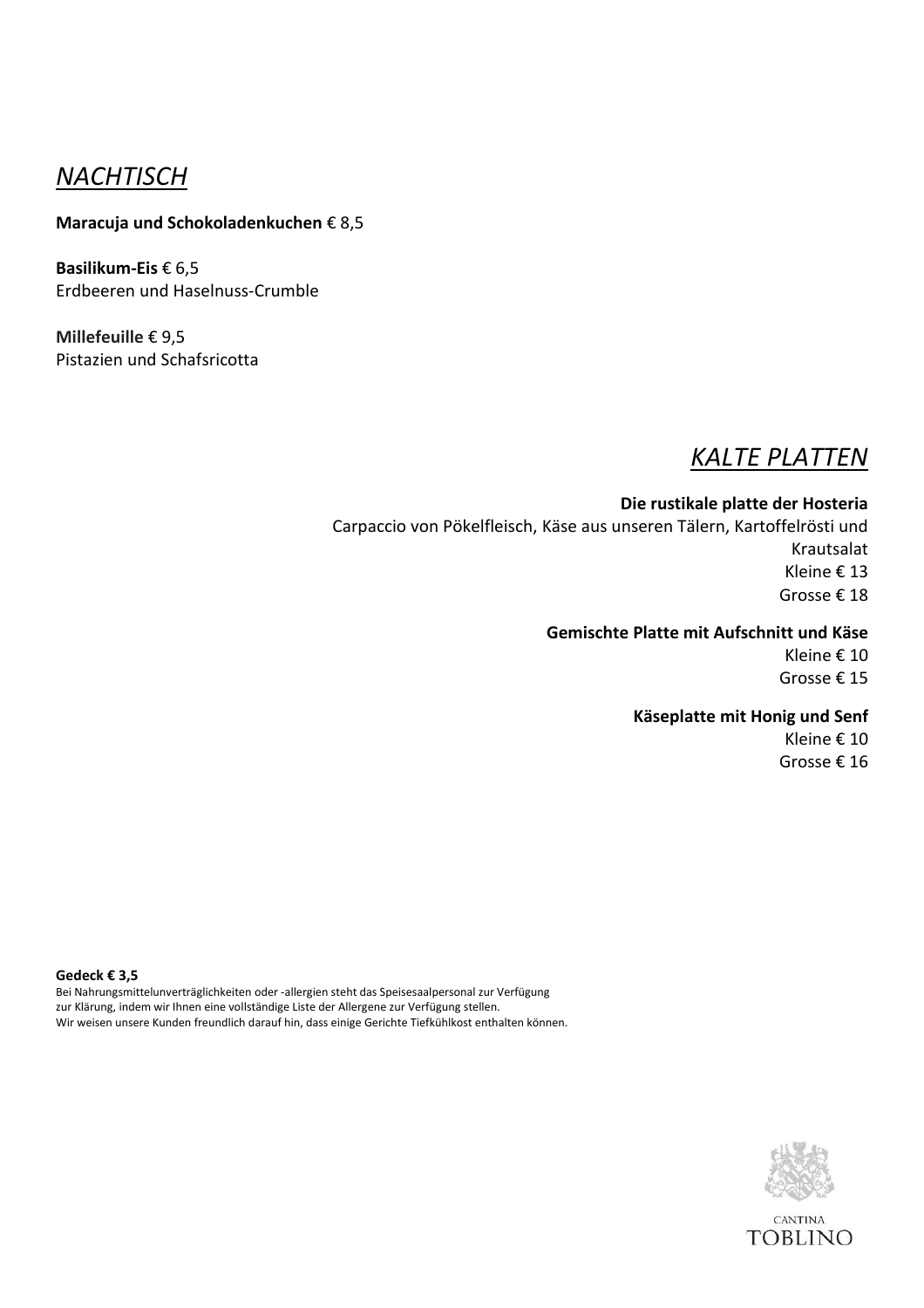## *NACHTISCH*

**Maracuja und Schokoladenkuchen** € 8,5

**Basilikum-Eis** € 6,5
Erdbeeren und Haselnuss-Crumble

**Millefeuille** € 9,5
Pistazien und Schafsricotta

## *KALTE PLATTEN*

**Die rustikale platte der Hosteria**
Carpaccio von Pökelfleisch, Käse aus unseren Tälern, Kartoffelrösti und Krautsalat
Kleine € 13
Grosse € 18

**Gemischte Platte mit Aufschnitt und Käse**
Kleine € 10
Grosse € 15

**Käseplatte mit Honig und Senf**
Kleine € 10
Grosse € 16

**Gedeck € 3,5**
Bei Nahrungsmittelunverträglichkeiten oder -allergien steht das Speisesaalpersonal zur Verfügung
zur Klärung, indem wir Ihnen eine vollständige Liste der Allergene zur Verfügung stellen.
Wir weisen unsere Kunden freundlich darauf hin, dass einige Gerichte Tiefkühlkost enthalten können.

CANTINA
TOBLINO